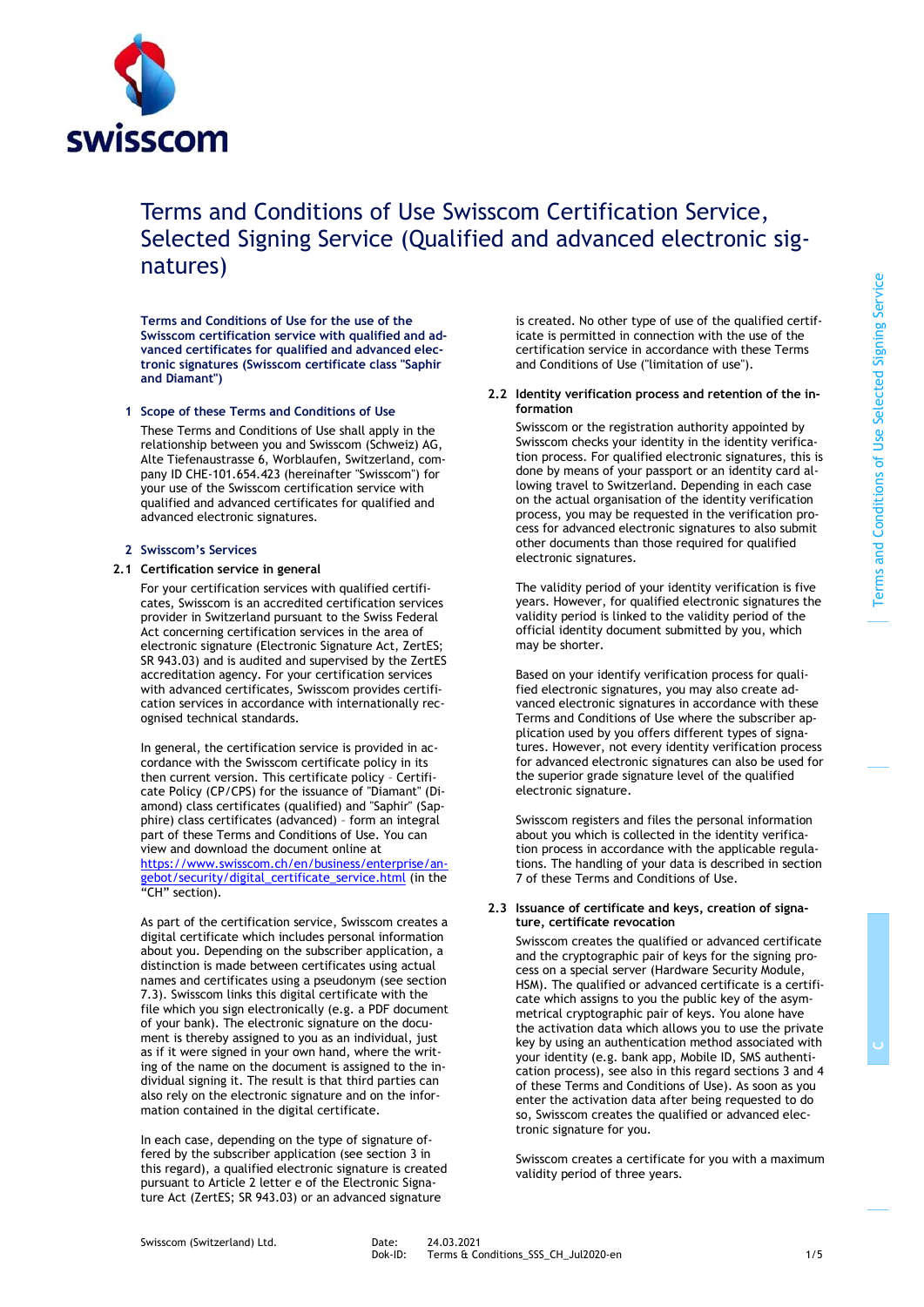# Terms and Conditions of Use Swisscom Certification Service, Selected Signing Service (Qualified and advanced electronic signatures)

**Terms and Conditions of Use for the use of the Swisscom certification service with qualified and advanced certificates for qualified and advanced electronic signatures (Swisscom certificate class "Saphir and Diamant")**

## 1 Scope of these Terms and Conditions of Use

These Terms and Conditions of Use shall apply in the relationship between you and Swisscom (Schweiz) AG, Alte Tiefenaustrasse 6, Worblaufen, Switzerland, company ID CHE-101.654.423 (hereinafter "Swisscom") for your use of the Swisscom certification service with qualified and advanced certificates for qualified and advanced electronic signatures.

## 2 Swisscom's Services

### 2.1 Certification service in general

For your certification services with qualified certificates, Swisscom is an accredited certification services provider in Switzerland pursuant to the Swiss Federal Act concerning certification services in the area of electronic signature (Electronic Signature Act, ZertES; SR 943.03) and is audited and supervised by the ZertES accreditation agency. For your certification services with advanced certificates, Swisscom provides certification services in accordance with internationally recognised technical standards.

In general, the certification service is provided in accordance with the Swisscom certificate policy in its then current version. This certificate policy – Certificate Policy (CP/CPS) for the issuance of "Diamant" (Diamond) class certificates (qualified) and "Saphir" (Sapphire) class certificates (advanced) – form an integral part of these Terms and Conditions of Use. You can view and download the document online at [https://www.swisscom.ch/en/business/enterprise/angebot/security/digital_certificate_service.html](https://www.swisscom.ch/en/business/enterprise/angebot/security/digital_certificate_service.html) (in the "CH" section).

As part of the certification service, Swisscom creates a digital certificate which includes personal information about you. Depending on the subscriber application, a distinction is made between certificates using actual names and certificates using a pseudonym (see section 7.3). Swisscom links this digital certificate with the file which you sign electronically (e.g. a PDF document of your bank). The electronic signature on the document is thereby assigned to you as an individual, just as if it were signed in your own hand, where the writing of the name on the document is assigned to the individual signing it. The result is that third parties can also rely on the electronic signature and on the information contained in the digital certificate.

In each case, depending on the type of signature offered by the subscriber application (see section 3 in this regard), a qualified electronic signature is created pursuant to Article 2 letter e of the Electronic Signature Act (ZertES; SR 943.03) or an advanced signature is created. No other type of use of the qualified certificate is permitted in connection with the use of the certification service in accordance with these Terms and Conditions of Use ("limitation of use").

### 2.2 Identity verification process and retention of the information

Swisscom or the registration authority appointed by Swisscom checks your identity in the identity verification process. For qualified electronic signatures, this is done by means of your passport or an identity card allowing travel to Switzerland. Depending in each case on the actual organisation of the identity verification process, you may be requested in the verification process for advanced electronic signatures to also submit other documents than those required for qualified electronic signatures.

The validity period of your identity verification is five years. However, for qualified electronic signatures the validity period is linked to the validity period of the official identity document submitted by you, which may be shorter.

Based on your identify verification process for qualified electronic signatures, you may also create advanced electronic signatures in accordance with these Terms and Conditions of Use where the subscriber application used by you offers different types of signatures. However, not every identity verification process for advanced electronic signatures can also be used for the superior grade signature level of the qualified electronic signature.

Swisscom registers and files the personal information about you which is collected in the identity verification process in accordance with the applicable regulations. The handling of your data is described in section 7 of these Terms and Conditions of Use.

### 2.3 Issuance of certificate and keys, creation of signature, certificate revocation

Swisscom creates the qualified or advanced certificate and the cryptographic pair of keys for the signing process on a special server (Hardware Security Module, HSM). The qualified or advanced certificate is a certificate which assigns to you the public key of the asymmetrical cryptographic pair of keys. You alone have the activation data which allows you to use the private key by using an authentication method associated with your identity (e.g. bank app, Mobile ID, SMS authentication process), see also in this regard sections 3 and 4 of these Terms and Conditions of Use). As soon as you enter the activation data after being requested to do so, Swisscom creates the qualified or advanced electronic signature for you.

Swisscom creates a certificate for you with a maximum validity period of three years.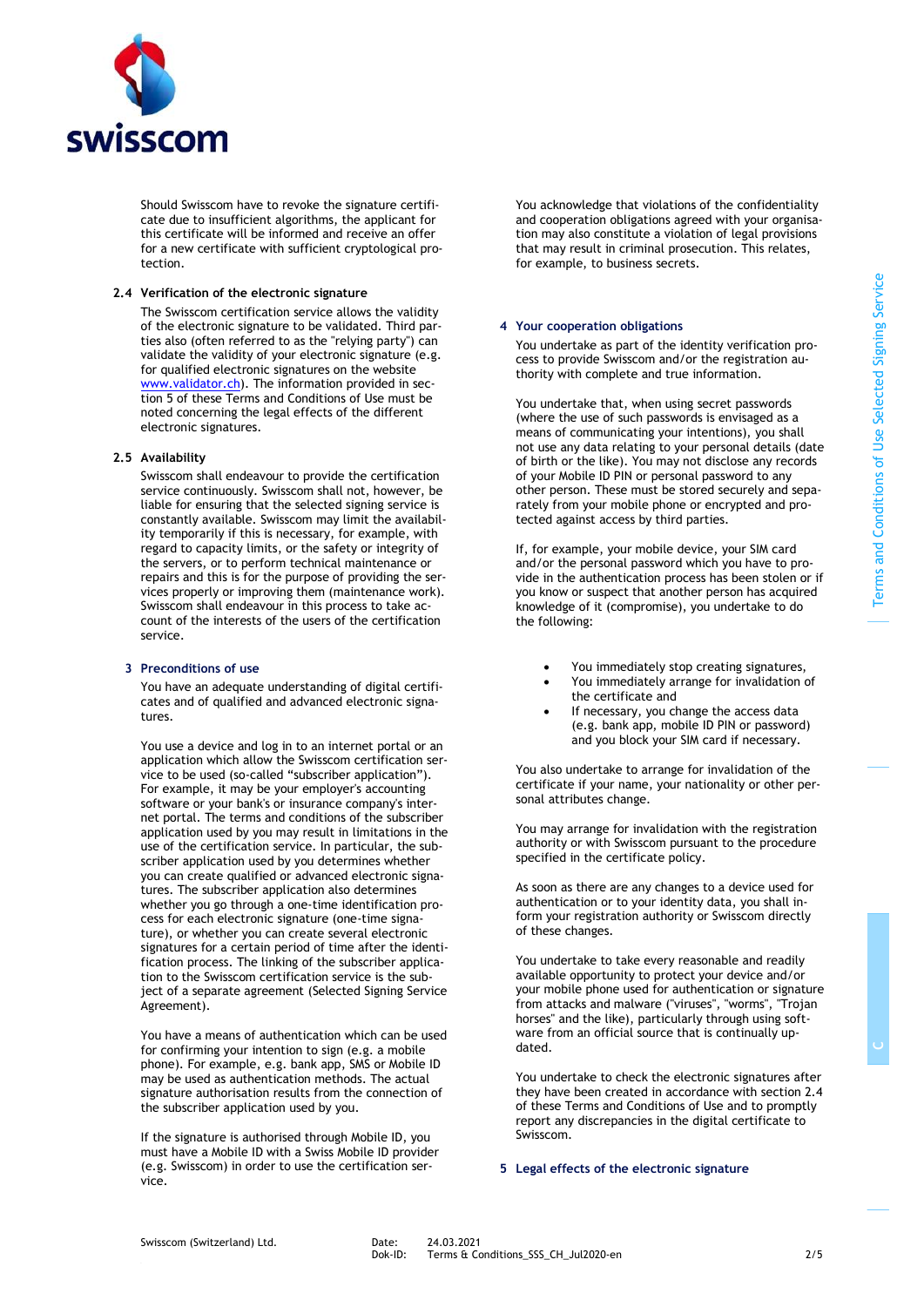Should Swisscom have to revoke the signature certificate due to insufficient algorithms, the applicant for this certificate will be informed and receive an offer for a new certificate with sufficient cryptological protection.

### 2.4 Verification of the electronic signature

The Swisscom certification service allows the validity of the electronic signature to be validated. Third parties also (often referred to as the "relying party") can validate the validity of your electronic signature (e.g. for qualified electronic signatures on the website [www.validator.ch](www.validator.ch)). The information provided in section 5 of these Terms and Conditions of Use must be noted concerning the legal effects of the different electronic signatures.

### 2.5 Availability

Swisscom shall endeavour to provide the certification service continuously. Swisscom shall not, however, be liable for ensuring that the selected signing service is constantly available. Swisscom may limit the availability temporarily if this is necessary, for example, with regard to capacity limits, or the safety or integrity of the servers, or to perform technical maintenance or repairs and this is for the purpose of providing the services properly or improving them (maintenance work). Swisscom shall endeavour in this process to take account of the interests of the users of the certification service.

## 3 Preconditions of use

You have an adequate understanding of digital certificates and of qualified and advanced electronic signatures.

You use a device and log in to an internet portal or an application which allow the Swisscom certification service to be used (so-called "subscriber application"). For example, it may be your employer's accounting software or your bank's or insurance company's internet portal. The terms and conditions of the subscriber application used by you may result in limitations in the use of the certification service. In particular, the subscriber application used by you determines whether you can create qualified or advanced electronic signatures. The subscriber application also determines whether you go through a one-time identification process for each electronic signature (one-time signature), or whether you can create several electronic signatures for a certain period of time after the identification process. The linking of the subscriber application to the Swisscom certification service is the subject of a separate agreement (Selected Signing Service Agreement).

You have a means of authentication which can be used for confirming your intention to sign (e.g. a mobile phone). For example, e.g. bank app, SMS or Mobile ID may be used as authentication methods. The actual signature authorisation results from the connection of the subscriber application used by you.

If the signature is authorised through Mobile ID, you must have a Mobile ID with a Swiss Mobile ID provider (e.g. Swisscom) in order to use the certification service.

You acknowledge that violations of the confidentiality and cooperation obligations agreed with your organisation may also constitute a violation of legal provisions that may result in criminal prosecution. This relates, for example, to business secrets.

## 4 Your cooperation obligations

You undertake as part of the identity verification process to provide Swisscom and/or the registration authority with complete and true information.

You undertake that, when using secret passwords (where the use of such passwords is envisaged as a means of communicating your intentions), you shall not use any data relating to your personal details (date of birth or the like). You may not disclose any records of your Mobile ID PIN or personal password to any other person. These must be stored securely and separately from your mobile phone or encrypted and protected against access by third parties.

If, for example, your mobile device, your SIM card and/or the personal password which you have to provide in the authentication process has been stolen or if you know or suspect that another person has acquired knowledge of it (compromise), you undertake to do the following:

- You immediately stop creating signatures,
- You immediately arrange for invalidation of the certificate and
- If necessary, you change the access data (e.g. bank app, mobile ID PIN or password) and you block your SIM card if necessary.

You also undertake to arrange for invalidation of the certificate if your name, your nationality or other personal attributes change.

You may arrange for invalidation with the registration authority or with Swisscom pursuant to the procedure specified in the certificate policy.

As soon as there are any changes to a device used for authentication or to your identity data, you shall inform your registration authority or Swisscom directly of these changes.

You undertake to take every reasonable and readily available opportunity to protect your device and/or your mobile phone used for authentication or signature from attacks and malware ("viruses", "worms", "Trojan horses" and the like), particularly through using software from an official source that is continually updated.

You undertake to check the electronic signatures after they have been created in accordance with section 2.4 of these Terms and Conditions of Use and to promptly report any discrepancies in the digital certificate to Swisscom.

## 5 Legal effects of the electronic signature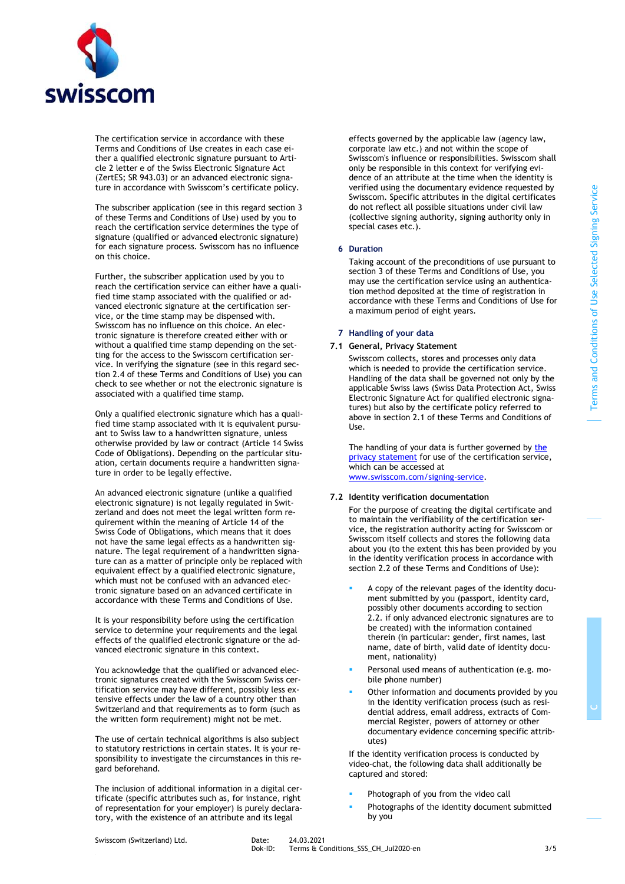The certification service in accordance with these Terms and Conditions of Use creates in each case either a qualified electronic signature pursuant to Article 2 letter e of the Swiss Electronic Signature Act (ZertES; SR 943.03) or an advanced electronic signature in accordance with Swisscom's certificate policy.

The subscriber application (see in this regard section 3 of these Terms and Conditions of Use) used by you to reach the certification service determines the type of signature (qualified or advanced electronic signature) for each signature process. Swisscom has no influence on this choice.

Further, the subscriber application used by you to reach the certification service can either have a qualified time stamp associated with the qualified or advanced electronic signature at the certification service, or the time stamp may be dispensed with. Swisscom has no influence on this choice. An electronic signature is therefore created either with or without a qualified time stamp depending on the setting for the access to the Swisscom certification service. In verifying the signature (see in this regard section 2.4 of these Terms and Conditions of Use) you can check to see whether or not the electronic signature is associated with a qualified time stamp.

Only a qualified electronic signature which has a qualified time stamp associated with it is equivalent pursuant to Swiss law to a handwritten signature, unless otherwise provided by law or contract (Article 14 Swiss Code of Obligations). Depending on the particular situation, certain documents require a handwritten signature in order to be legally effective.

An advanced electronic signature (unlike a qualified electronic signature) is not legally regulated in Switzerland and does not meet the legal written form requirement within the meaning of Article 14 of the Swiss Code of Obligations, which means that it does not have the same legal effects as a handwritten signature. The legal requirement of a handwritten signature can as a matter of principle only be replaced with equivalent effect by a qualified electronic signature, which must not be confused with an advanced electronic signature based on an advanced certificate in accordance with these Terms and Conditions of Use.

It is your responsibility before using the certification service to determine your requirements and the legal effects of the qualified electronic signature or the advanced electronic signature in this context.

You acknowledge that the qualified or advanced electronic signatures created with the Swisscom Swiss certification service may have different, possibly less extensive effects under the law of a country other than Switzerland and that requirements as to form (such as the written form requirement) might not be met.

The use of certain technical algorithms is also subject to statutory restrictions in certain states. It is your responsibility to investigate the circumstances in this regard beforehand.

The inclusion of additional information in a digital certificate (specific attributes such as, for instance, right of representation for your employer) is purely declaratory, with the existence of an attribute and its legal effects governed by the applicable law (agency law, corporate law etc.) and not within the scope of Swisscom's influence or responsibilities. Swisscom shall only be responsible in this context for verifying evidence of an attribute at the time when the identity is verified using the documentary evidence requested by Swisscom. Specific attributes in the digital certificates do not reflect all possible situations under civil law (collective signing authority, signing authority only in special cases etc.).

## 6 Duration

Taking account of the preconditions of use pursuant to section 3 of these Terms and Conditions of Use, you may use the certification service using an authentication method deposited at the time of registration in accordance with these Terms and Conditions of Use for a maximum period of eight years.

## 7 Handling of your data

### 7.1 General, Privacy Statement

Swisscom collects, stores and processes only data which is needed to provide the certification service. Handling of the data shall be governed not only by the applicable Swiss laws (Swiss Data Protection Act, Swiss Electronic Signature Act for qualified electronic signatures) but also by the certificate policy referred to above in section 2.1 of these Terms and Conditions of Use.

The handling of your data is further governed by [the privacy statement](www.swisscom.com/signing-service) for use of the certification service, which can be accessed at [www.swisscom.com/signing-service](www.swisscom.com/signing-service).

### 7.2 Identity verification documentation

For the purpose of creating the digital certificate and to maintain the verifiability of the certification service, the registration authority acting for Swisscom or Swisscom itself collects and stores the following data about you (to the extent this has been provided by you in the identity verification process in accordance with section 2.2 of these Terms and Conditions of Use):

- A copy of the relevant pages of the identity document submitted by you (passport, identity card, possibly other documents according to section 2.2. if only advanced electronic signatures are to be created) with the information contained therein (in particular: gender, first names, last name, date of birth, valid date of identity document, nationality)
- Personal used means of authentication (e.g. mobile phone number)
- Other information and documents provided by you in the identity verification process (such as residential address, email address, extracts of Commercial Register, powers of attorney or other documentary evidence concerning specific attributes)

If the identity verification process is conducted by video-chat, the following data shall additionally be captured and stored:

- Photograph of you from the video call
- Photographs of the identity document submitted by you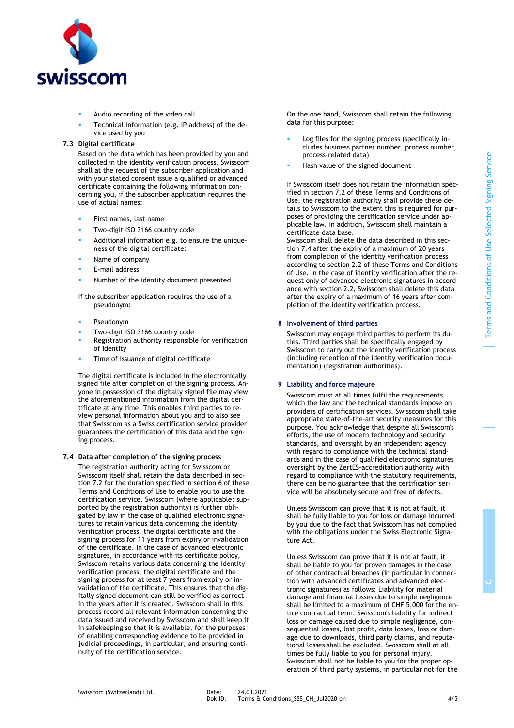- Audio recording of the video call
- Technical information (e.g. IP address) of the device used by you

### 7.3 Digital certificate

Based on the data which has been provided by you and collected in the identity verification process, Swisscom shall at the request of the subscriber application and with your stated consent issue a qualified or advanced certificate containing the following information concerning you, if the subscriber application requires the use of actual names:

- First names, last name
- Two-digit ISO 3166 country code
- Additional information e.g. to ensure the uniqueness of the digital certificate:
- Name of company
- E-mail address
- Number of the identity document presented

If the subscriber application requires the use of a pseudonym:

- Pseudonym
- Two-digit ISO 3166 country code
- Registration authority responsible for verification of identity
- Time of issuance of digital certificate

The digital certificate is included in the electronically signed file after completion of the signing process. Anyone in possession of the digitally signed file may view the aforementioned information from the digital certificate at any time. This enables third parties to review personal information about you and to also see that Swisscom as a Swiss certification service provider guarantees the certification of this data and the signing process.

### 7.4 Data after completion of the signing process

The registration authority acting for Swisscom or Swisscom itself shall retain the data described in section 7.2 for the duration specified in section 6 of these Terms and Conditions of Use to enable you to use the certification service. Swisscom (where applicable: supported by the registration authority) is further obligated by law in the case of qualified electronic signatures to retain various data concerning the identity verification process, the digital certificate and the signing process for 11 years from expiry or invalidation of the certificate. In the case of advanced electronic signatures, in accordance with its certificate policy, Swisscom retains various data concerning the identity verification process, the digital certificate and the signing process for at least 7 years from expiry or invalidation of the certificate. This ensures that the digitally signed document can still be verified as correct in the years after it is created. Swisscom shall in this process record all relevant information concerning the data issued and received by Swisscom and shall keep it in safekeeping so that it is available, for the purposes of enabling corresponding evidence to be provided in judicial proceedings, in particular, and ensuring continuity of the certification service.

On the one hand, Swisscom shall retain the following data for this purpose:

- Log files for the signing process (specifically includes business partner number, process number, process-related data)
- Hash value of the signed document

If Swisscom itself does not retain the information specified in section 7.2 of these Terms and Conditions of Use, the registration authority shall provide these details to Swisscom to the extent this is required for purposes of providing the certification service under applicable law. In addition, Swisscom shall maintain a certificate data base.
Swisscom shall delete the data described in this section 7.4 after the expiry of a maximum of 20 years from completion of the identity verification process according to section 2.2 of these Terms and Conditions of Use. In the case of identity verification after the request only of advanced electronic signatures in accordance with section 2.2, Swisscom shall delete this data after the expiry of a maximum of 16 years after completion of the identity verification process.

## 8 Involvement of third parties

Swisscom may engage third parties to perform its duties. Third parties shall be specifically engaged by Swisscom to carry out the identity verification process (including retention of the identity verification documentation) (registration authorities).

## 9 Liability and force majeure

Swisscom must at all times fulfil the requirements which the law and the technical standards impose on providers of certification services. Swisscom shall take appropriate state-of-the-art security measures for this purpose. You acknowledge that despite all Swisscom's efforts, the use of modern technology and security standards, and oversight by an independent agency with regard to compliance with the technical standards and in the case of qualified electronic signatures oversight by the ZertES-accreditation authority with regard to compliance with the statutory requirements, there can be no guarantee that the certification service will be absolutely secure and free of defects.

Unless Swisscom can prove that it is not at fault, it shall be fully liable to you for loss or damage incurred by you due to the fact that Swisscom has not complied with the obligations under the Swiss Electronic Signature Act.

Unless Swisscom can prove that it is not at fault, it shall be liable to you for proven damages in the case of other contractual breaches (in particular in connection with advanced certificates and advanced electronic signatures) as follows: Liability for material damage and financial losses due to simple negligence shall be limited to a maximum of CHF 5,000 for the entire contractual term. Swisscom's liability for indirect loss or damage caused due to simple negligence, consequential losses, lost profit, data losses, loss or damage due to downloads, third party claims, and reputational losses shall be excluded. Swisscom shall at all times be fully liable to you for personal injury. Swisscom shall not be liable to you for the proper operation of third party systems, in particular not for the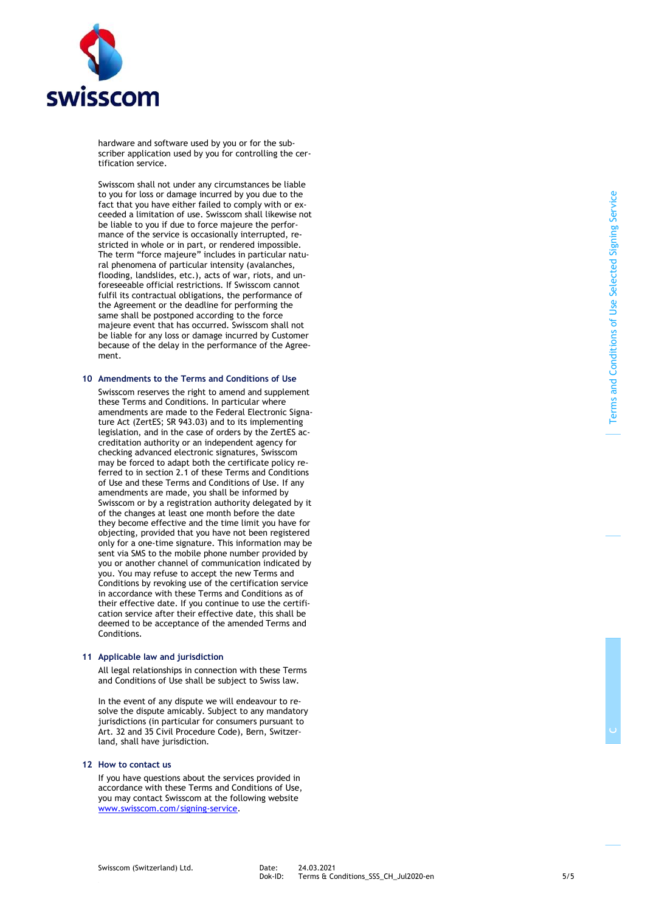hardware and software used by you or for the subscriber application used by you for controlling the certification service.

Swisscom shall not under any circumstances be liable to you for loss or damage incurred by you due to the fact that you have either failed to comply with or exceeded a limitation of use. Swisscom shall likewise not be liable to you if due to force majeure the performance of the service is occasionally interrupted, restricted in whole or in part, or rendered impossible. The term "force majeure" includes in particular natural phenomena of particular intensity (avalanches, flooding, landslides, etc.), acts of war, riots, and unforeseeable official restrictions. If Swisscom cannot fulfil its contractual obligations, the performance of the Agreement or the deadline for performing the same shall be postponed according to the force majeure event that has occurred. Swisscom shall not be liable for any loss or damage incurred by Customer because of the delay in the performance of the Agreement.

## 10 Amendments to the Terms and Conditions of Use

Swisscom reserves the right to amend and supplement these Terms and Conditions. In particular where amendments are made to the Federal Electronic Signature Act (ZertES; SR 943.03) and to its implementing legislation, and in the case of orders by the ZertES accreditation authority or an independent agency for checking advanced electronic signatures, Swisscom may be forced to adapt both the certificate policy referred to in section 2.1 of these Terms and Conditions of Use and these Terms and Conditions of Use. If any amendments are made, you shall be informed by Swisscom or by a registration authority delegated by it of the changes at least one month before the date they become effective and the time limit you have for objecting, provided that you have not been registered only for a one-time signature. This information may be sent via SMS to the mobile phone number provided by you or another channel of communication indicated by you. You may refuse to accept the new Terms and Conditions by revoking use of the certification service in accordance with these Terms and Conditions as of their effective date. If you continue to use the certification service after their effective date, this shall be deemed to be acceptance of the amended Terms and Conditions.

## 11 Applicable law and jurisdiction

All legal relationships in connection with these Terms and Conditions of Use shall be subject to Swiss law.

In the event of any dispute we will endeavour to resolve the dispute amicably. Subject to any mandatory jurisdictions (in particular for consumers pursuant to Art. 32 and 35 Civil Procedure Code), Bern, Switzerland, shall have jurisdiction.

## 12 How to contact us

If you have questions about the services provided in accordance with these Terms and Conditions of Use, you may contact Swisscom at the following website [www.swisscom.com/signing-service](http://www.swisscom.com/signing-service).